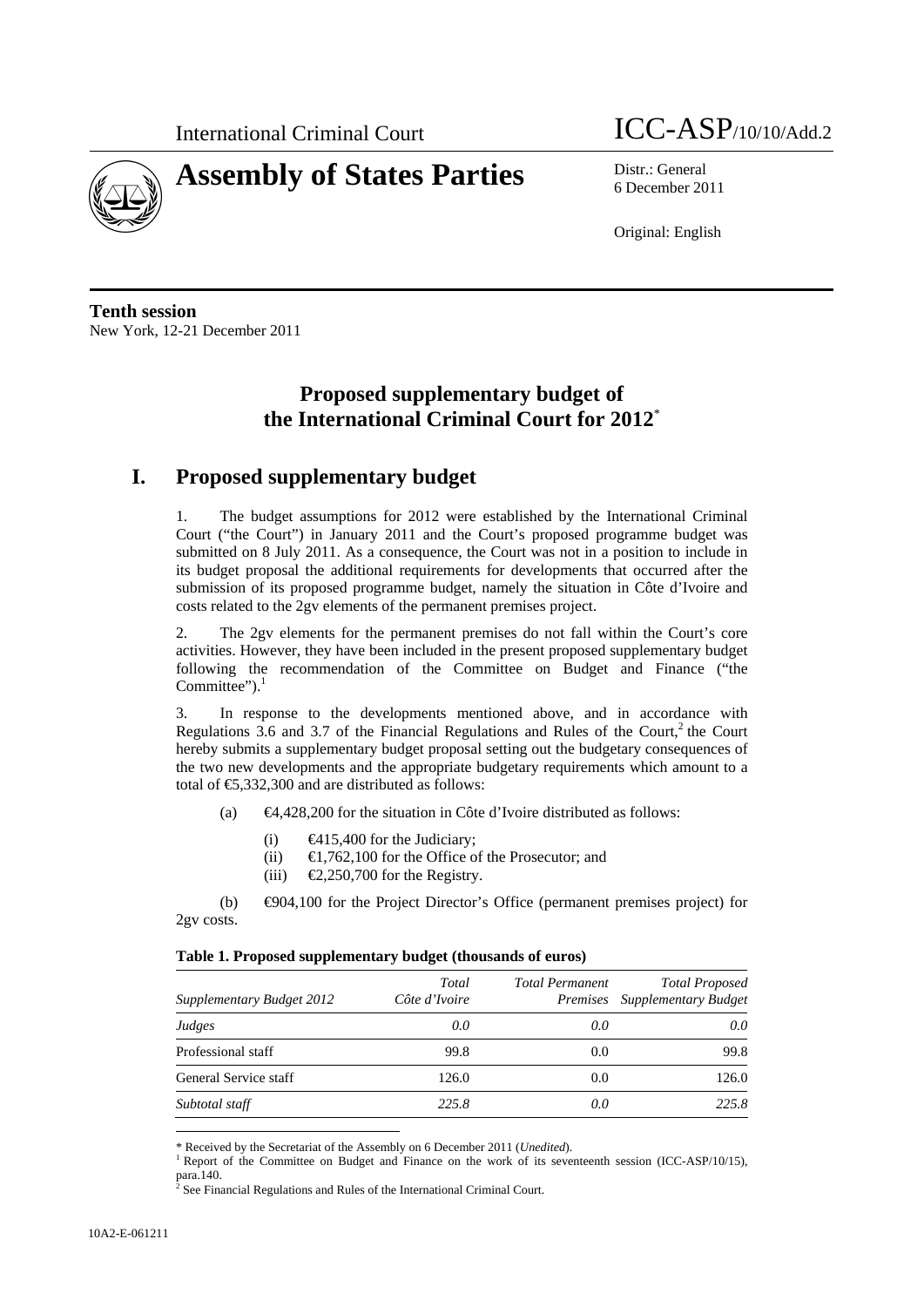International Criminal Court ICC-ASP/10/10/Add.2

# Assembly of States Parties

Distr.: General
6 December 2011

Original: English

**Tenth session**
New York, 12-21 December 2011

## Proposed supplementary budget of the International Criminal Court for 2012*

## I. Proposed supplementary budget

1. The budget assumptions for 2012 were established by the International Criminal Court ("the Court") in January 2011 and the Court's proposed programme budget was submitted on 8 July 2011. As a consequence, the Court was not in a position to include in its budget proposal the additional requirements for developments that occurred after the submission of its proposed programme budget, namely the situation in Côte d'Ivoire and costs related to the 2gv elements of the permanent premises project.

2. The 2gv elements for the permanent premises do not fall within the Court's core activities. However, they have been included in the present proposed supplementary budget following the recommendation of the Committee on Budget and Finance ("the Committee").[1]

3. In response to the developments mentioned above, and in accordance with Regulations 3.6 and 3.7 of the Financial Regulations and Rules of the Court,[2] the Court hereby submits a supplementary budget proposal setting out the budgetary consequences of the two new developments and the appropriate budgetary requirements which amount to a total of €5,332,300 and are distributed as follows:

(a) €4,428,200 for the situation in Côte d'Ivoire distributed as follows:

(i) €415,400 for the Judiciary;
(ii) €1,762,100 for the Office of the Prosecutor; and
(iii) €2,250,700 for the Registry.

(b) €904,100 for the Project Director's Office (permanent premises project) for 2gv costs.

**Table 1. Proposed supplementary budget (thousands of euros)**

| *Supplementary Budget 2012* | *Total Côte d'Ivoire* | *Total Permanent Premises* | *Total Proposed Supplementary Budget* |
|---|---|---|---|
| *Judges* | *0.0* | *0.0* | *0.0* |
| Professional staff | 99.8 | 0.0 | 99.8 |
| General Service staff | 126.0 | 0.0 | 126.0 |
| *Subtotal staff* | *225.8* | *0.0* | *225.8* |

\* Received by the Secretariat of the Assembly on 6 December 2011 (*Unedited*).
[1] Report of the Committee on Budget and Finance on the work of its seventeenth session (ICC-ASP/10/15), para.140.
[2] See Financial Regulations and Rules of the International Criminal Court.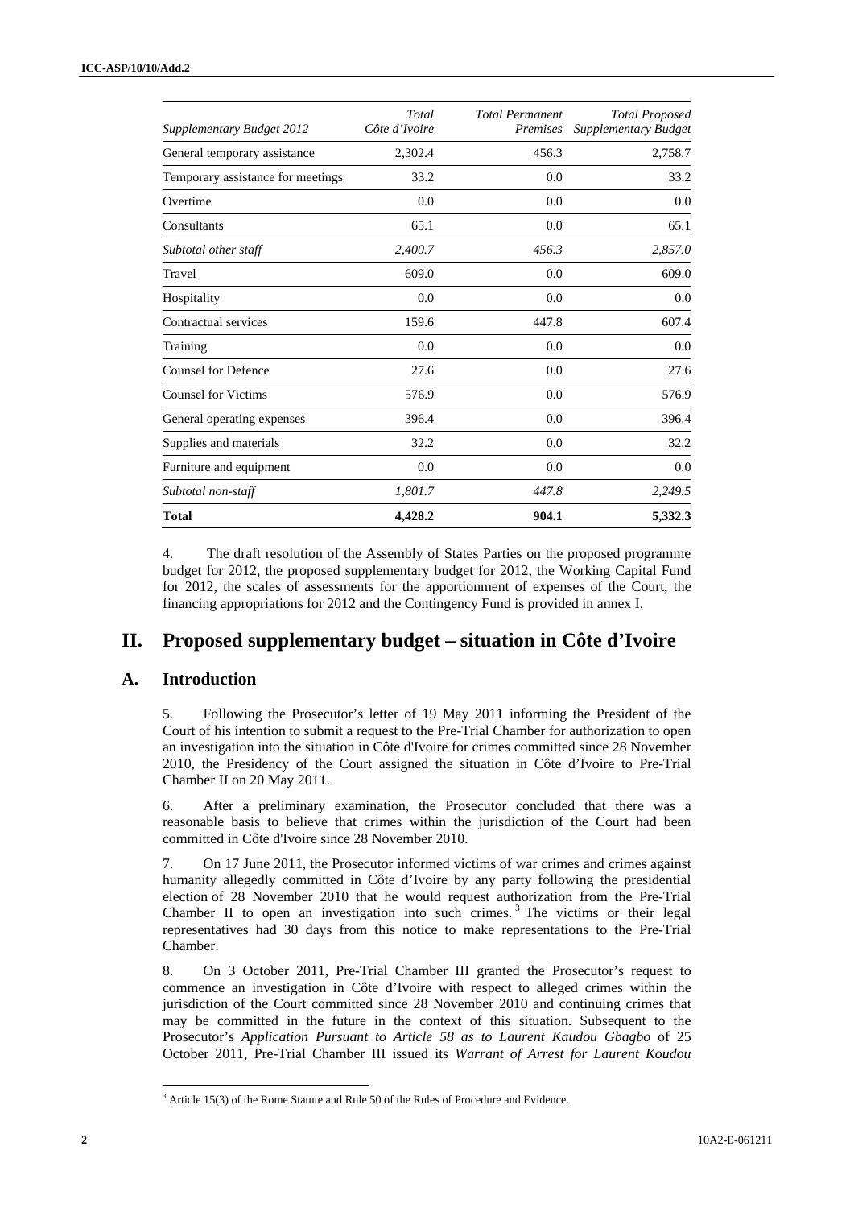| *Supplementary Budget 2012* | *Total Côte d'Ivoire* | *Total Permanent Premises* | *Total Proposed Supplementary Budget* |
|---|---|---|---|
| General temporary assistance | 2,302.4 | 456.3 | 2,758.7 |
| Temporary assistance for meetings | 33.2 | 0.0 | 33.2 |
| Overtime | 0.0 | 0.0 | 0.0 |
| Consultants | 65.1 | 0.0 | 65.1 |
| *Subtotal other staff* | *2,400.7* | *456.3* | *2,857.0* |
| Travel | 609.0 | 0.0 | 609.0 |
| Hospitality | 0.0 | 0.0 | 0.0 |
| Contractual services | 159.6 | 447.8 | 607.4 |
| Training | 0.0 | 0.0 | 0.0 |
| Counsel for Defence | 27.6 | 0.0 | 27.6 |
| Counsel for Victims | 576.9 | 0.0 | 576.9 |
| General operating expenses | 396.4 | 0.0 | 396.4 |
| Supplies and materials | 32.2 | 0.0 | 32.2 |
| Furniture and equipment | 0.0 | 0.0 | 0.0 |
| *Subtotal non-staff* | *1,801.7* | *447.8* | *2,249.5* |
| **Total** | **4,428.2** | **904.1** | **5,332.3** |

4. The draft resolution of the Assembly of States Parties on the proposed programme budget for 2012, the proposed supplementary budget for 2012, the Working Capital Fund for 2012, the scales of assessments for the apportionment of expenses of the Court, the financing appropriations for 2012 and the Contingency Fund is provided in annex I.

# II. Proposed supplementary budget – situation in Côte d'Ivoire

## A. Introduction

5. Following the Prosecutor's letter of 19 May 2011 informing the President of the Court of his intention to submit a request to the Pre-Trial Chamber for authorization to open an investigation into the situation in Côte d'Ivoire for crimes committed since 28 November 2010, the Presidency of the Court assigned the situation in Côte d'Ivoire to Pre-Trial Chamber II on 20 May 2011.

6. After a preliminary examination, the Prosecutor concluded that there was a reasonable basis to believe that crimes within the jurisdiction of the Court had been committed in Côte d'Ivoire since 28 November 2010.

7. On 17 June 2011, the Prosecutor informed victims of war crimes and crimes against humanity allegedly committed in Côte d'Ivoire by any party following the presidential election of 28 November 2010 that he would request authorization from the Pre-Trial Chamber II to open an investigation into such crimes.[3] The victims or their legal representatives had 30 days from this notice to make representations to the Pre-Trial Chamber.

8. On 3 October 2011, Pre-Trial Chamber III granted the Prosecutor's request to commence an investigation in Côte d'Ivoire with respect to alleged crimes within the jurisdiction of the Court committed since 28 November 2010 and continuing crimes that may be committed in the future in the context of this situation. Subsequent to the Prosecutor's *Application Pursuant to Article 58 as to Laurent Kaudou Gbagbo* of 25 October 2011, Pre-Trial Chamber III issued its *Warrant of Arrest for Laurent Koudou*

[3] Article 15(3) of the Rome Statute and Rule 50 of the Rules of Procedure and Evidence.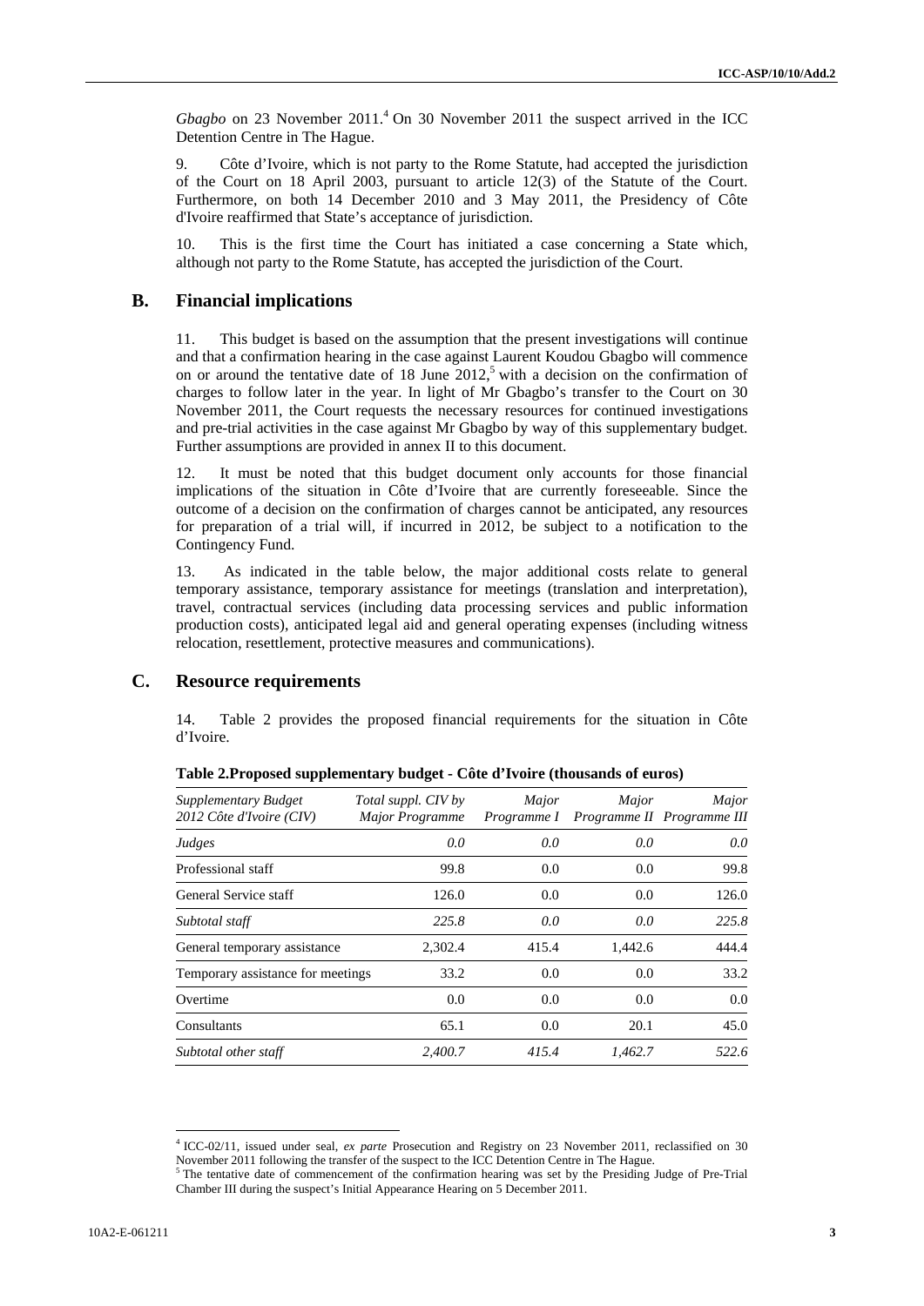*Gbagbo* on 23 November 2011.[4] On 30 November 2011 the suspect arrived in the ICC Detention Centre in The Hague.

9. Côte d'Ivoire, which is not party to the Rome Statute, had accepted the jurisdiction of the Court on 18 April 2003, pursuant to article 12(3) of the Statute of the Court. Furthermore, on both 14 December 2010 and 3 May 2011, the Presidency of Côte d'Ivoire reaffirmed that State's acceptance of jurisdiction.

10. This is the first time the Court has initiated a case concerning a State which, although not party to the Rome Statute, has accepted the jurisdiction of the Court.

## B. Financial implications

11. This budget is based on the assumption that the present investigations will continue and that a confirmation hearing in the case against Laurent Koudou Gbagbo will commence on or around the tentative date of 18 June 2012,[5] with a decision on the confirmation of charges to follow later in the year. In light of Mr Gbagbo's transfer to the Court on 30 November 2011, the Court requests the necessary resources for continued investigations and pre-trial activities in the case against Mr Gbagbo by way of this supplementary budget. Further assumptions are provided in annex II to this document.

12. It must be noted that this budget document only accounts for those financial implications of the situation in Côte d'Ivoire that are currently foreseeable. Since the outcome of a decision on the confirmation of charges cannot be anticipated, any resources for preparation of a trial will, if incurred in 2012, be subject to a notification to the Contingency Fund.

13. As indicated in the table below, the major additional costs relate to general temporary assistance, temporary assistance for meetings (translation and interpretation), travel, contractual services (including data processing services and public information production costs), anticipated legal aid and general operating expenses (including witness relocation, resettlement, protective measures and communications).

## C. Resource requirements

14. Table 2 provides the proposed financial requirements for the situation in Côte d'Ivoire.

**Table 2.Proposed supplementary budget - Côte d'Ivoire (thousands of euros)**

| *Supplementary Budget 2012 Côte d'Ivoire (CIV)* | *Total suppl. CIV by Major Programme* | *Major Programme I* | *Major Programme II* | *Major Programme III* |
|---|---|---|---|---|
| *Judges* | *0.0* | *0.0* | *0.0* | *0.0* |
| Professional staff | 99.8 | 0.0 | 0.0 | 99.8 |
| General Service staff | 126.0 | 0.0 | 0.0 | 126.0 |
| *Subtotal staff* | *225.8* | *0.0* | *0.0* | *225.8* |
| General temporary assistance | 2,302.4 | 415.4 | 1,442.6 | 444.4 |
| Temporary assistance for meetings | 33.2 | 0.0 | 0.0 | 33.2 |
| Overtime | 0.0 | 0.0 | 0.0 | 0.0 |
| Consultants | 65.1 | 0.0 | 20.1 | 45.0 |
| *Subtotal other staff* | *2,400.7* | *415.4* | *1,462.7* | *522.6* |

[4] ICC-02/11, issued under seal, *ex parte* Prosecution and Registry on 23 November 2011, reclassified on 30 November 2011 following the transfer of the suspect to the ICC Detention Centre in The Hague.

[5] The tentative date of commencement of the confirmation hearing was set by the Presiding Judge of Pre-Trial Chamber III during the suspect's Initial Appearance Hearing on 5 December 2011.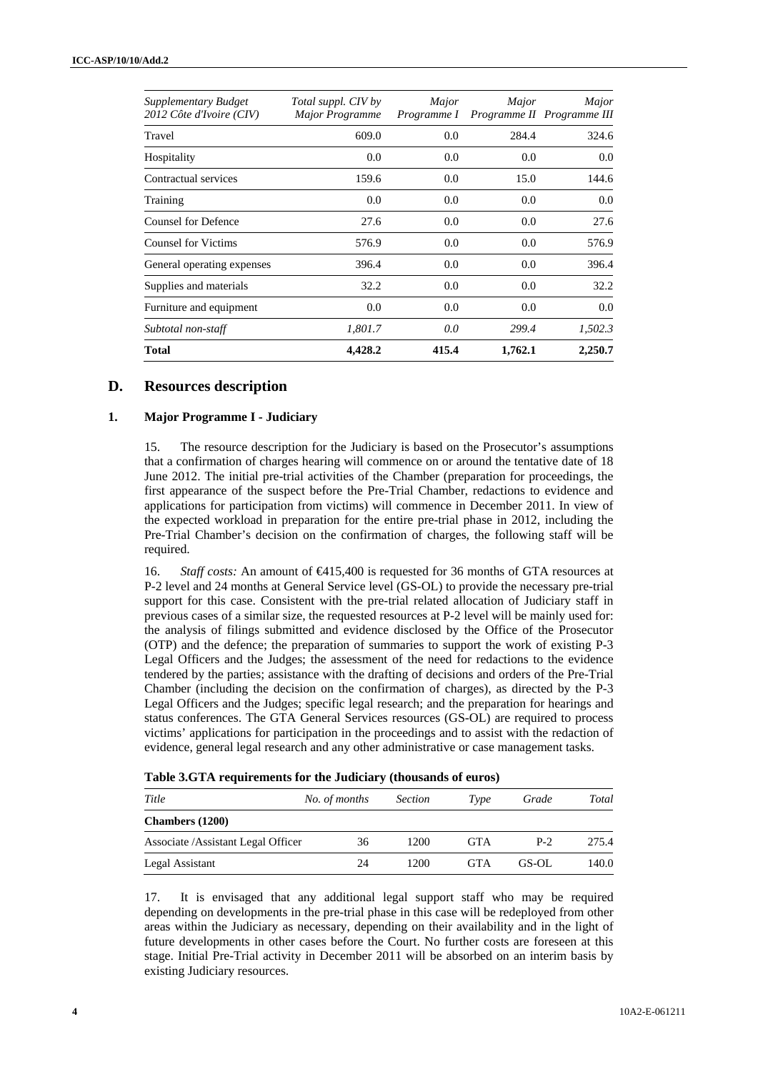| *Supplementary Budget 2012 Côte d'Ivoire (CIV)* | *Total suppl. CIV by Major Programme* | *Major Programme I* | *Major Programme II* | *Major Programme III* |
|---|---|---|---|---|
| Travel | 609.0 | 0.0 | 284.4 | 324.6 |
| Hospitality | 0.0 | 0.0 | 0.0 | 0.0 |
| Contractual services | 159.6 | 0.0 | 15.0 | 144.6 |
| Training | 0.0 | 0.0 | 0.0 | 0.0 |
| Counsel for Defence | 27.6 | 0.0 | 0.0 | 27.6 |
| Counsel for Victims | 576.9 | 0.0 | 0.0 | 576.9 |
| General operating expenses | 396.4 | 0.0 | 0.0 | 396.4 |
| Supplies and materials | 32.2 | 0.0 | 0.0 | 32.2 |
| Furniture and equipment | 0.0 | 0.0 | 0.0 | 0.0 |
| *Subtotal non-staff* | *1,801.7* | *0.0* | *299.4* | *1,502.3* |
| **Total** | **4,428.2** | **415.4** | **1,762.1** | **2,250.7** |

## D. Resources description

### 1. Major Programme I - Judiciary

15. The resource description for the Judiciary is based on the Prosecutor's assumptions that a confirmation of charges hearing will commence on or around the tentative date of 18 June 2012. The initial pre-trial activities of the Chamber (preparation for proceedings, the first appearance of the suspect before the Pre-Trial Chamber, redactions to evidence and applications for participation from victims) will commence in December 2011. In view of the expected workload in preparation for the entire pre-trial phase in 2012, including the Pre-Trial Chamber's decision on the confirmation of charges, the following staff will be required.

16. *Staff costs:* An amount of €415,400 is requested for 36 months of GTA resources at P-2 level and 24 months at General Service level (GS-OL) to provide the necessary pre-trial support for this case. Consistent with the pre-trial related allocation of Judiciary staff in previous cases of a similar size, the requested resources at P-2 level will be mainly used for: the analysis of filings submitted and evidence disclosed by the Office of the Prosecutor (OTP) and the defence; the preparation of summaries to support the work of existing P-3 Legal Officers and the Judges; the assessment of the need for redactions to the evidence tendered by the parties; assistance with the drafting of decisions and orders of the Pre-Trial Chamber (including the decision on the confirmation of charges), as directed by the P-3 Legal Officers and the Judges; specific legal research; and the preparation for hearings and status conferences. The GTA General Services resources (GS-OL) are required to process victims' applications for participation in the proceedings and to assist with the redaction of evidence, general legal research and any other administrative or case management tasks.

**Table 3.GTA requirements for the Judiciary (thousands of euros)**

| *Title* | *No. of months* | *Section* | *Type* | *Grade* | *Total* |
|---|---|---|---|---|---|
| **Chambers (1200)** | | | | | |
| Associate /Assistant Legal Officer | 36 | 1200 | GTA | P-2 | 275.4 |
| Legal Assistant | 24 | 1200 | GTA | GS-OL | 140.0 |

17. It is envisaged that any additional legal support staff who may be required depending on developments in the pre-trial phase in this case will be redeployed from other areas within the Judiciary as necessary, depending on their availability and in the light of future developments in other cases before the Court. No further costs are foreseen at this stage. Initial Pre-Trial activity in December 2011 will be absorbed on an interim basis by existing Judiciary resources.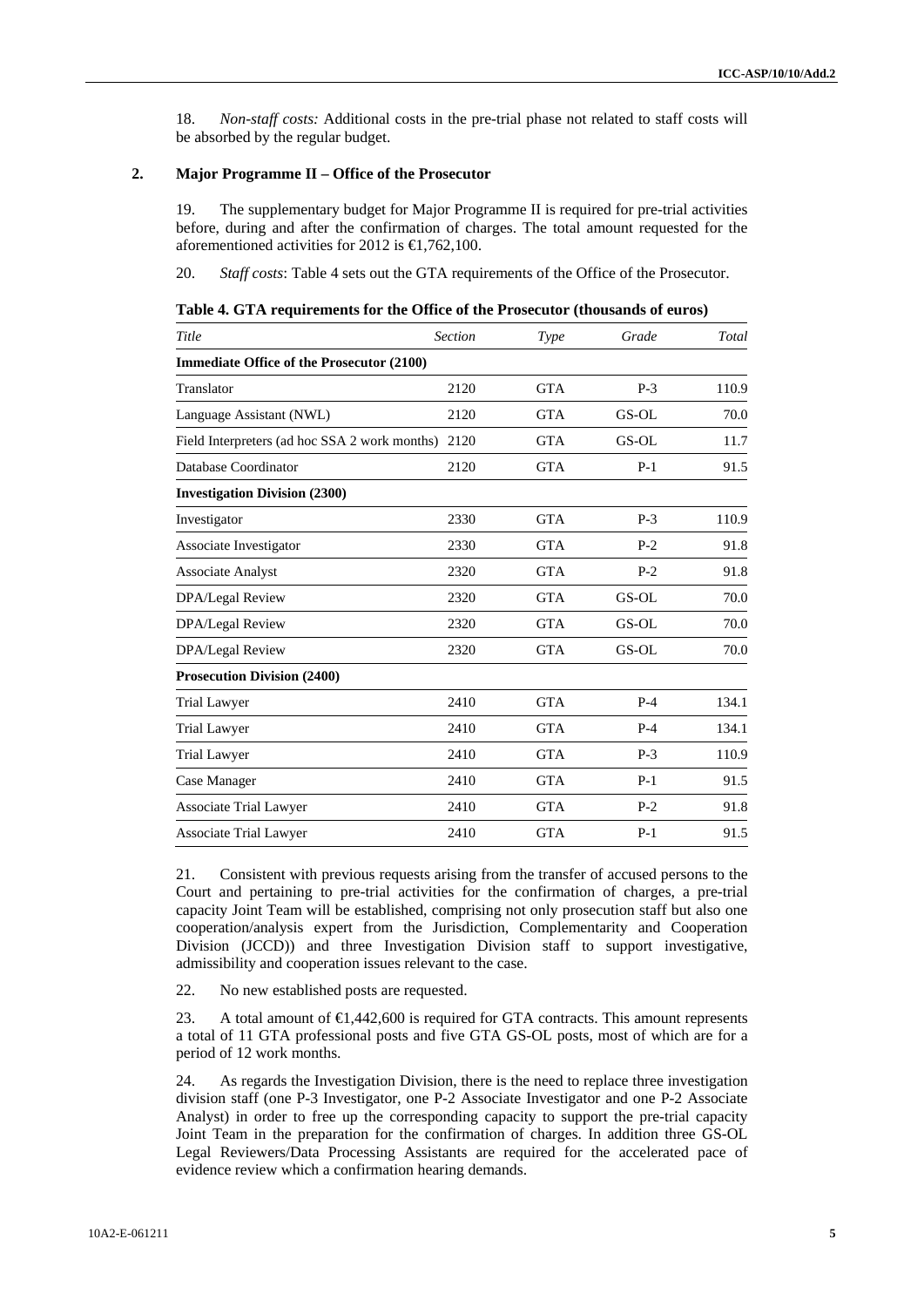18. *Non-staff costs:* Additional costs in the pre-trial phase not related to staff costs will be absorbed by the regular budget.

## 2. Major Programme II – Office of the Prosecutor

19. The supplementary budget for Major Programme II is required for pre-trial activities before, during and after the confirmation of charges. The total amount requested for the aforementioned activities for 2012 is €1,762,100.

20. *Staff costs*: Table 4 sets out the GTA requirements of the Office of the Prosecutor.

**Table 4. GTA requirements for the Office of the Prosecutor (thousands of euros)**

| *Title* | *Section* | *Type* | *Grade* | *Total* |
|---|---|---|---|---|
| **Immediate Office of the Prosecutor (2100)** | | | | |
| Translator | 2120 | GTA | P-3 | 110.9 |
| Language Assistant (NWL) | 2120 | GTA | GS-OL | 70.0 |
| Field Interpreters (ad hoc SSA 2 work months) | 2120 | GTA | GS-OL | 11.7 |
| Database Coordinator | 2120 | GTA | P-1 | 91.5 |
| **Investigation Division (2300)** | | | | |
| Investigator | 2330 | GTA | P-3 | 110.9 |
| Associate Investigator | 2330 | GTA | P-2 | 91.8 |
| Associate Analyst | 2320 | GTA | P-2 | 91.8 |
| DPA/Legal Review | 2320 | GTA | GS-OL | 70.0 |
| DPA/Legal Review | 2320 | GTA | GS-OL | 70.0 |
| DPA/Legal Review | 2320 | GTA | GS-OL | 70.0 |
| **Prosecution Division (2400)** | | | | |
| Trial Lawyer | 2410 | GTA | P-4 | 134.1 |
| Trial Lawyer | 2410 | GTA | P-4 | 134.1 |
| Trial Lawyer | 2410 | GTA | P-3 | 110.9 |
| Case Manager | 2410 | GTA | P-1 | 91.5 |
| Associate Trial Lawyer | 2410 | GTA | P-2 | 91.8 |
| Associate Trial Lawyer | 2410 | GTA | P-1 | 91.5 |

21. Consistent with previous requests arising from the transfer of accused persons to the Court and pertaining to pre-trial activities for the confirmation of charges, a pre-trial capacity Joint Team will be established, comprising not only prosecution staff but also one cooperation/analysis expert from the Jurisdiction, Complementarity and Cooperation Division (JCCD)) and three Investigation Division staff to support investigative, admissibility and cooperation issues relevant to the case.

22. No new established posts are requested.

23. A total amount of €1,442,600 is required for GTA contracts. This amount represents a total of 11 GTA professional posts and five GTA GS-OL posts, most of which are for a period of 12 work months.

24. As regards the Investigation Division, there is the need to replace three investigation division staff (one P-3 Investigator, one P-2 Associate Investigator and one P-2 Associate Analyst) in order to free up the corresponding capacity to support the pre-trial capacity Joint Team in the preparation for the confirmation of charges. In addition three GS-OL Legal Reviewers/Data Processing Assistants are required for the accelerated pace of evidence review which a confirmation hearing demands.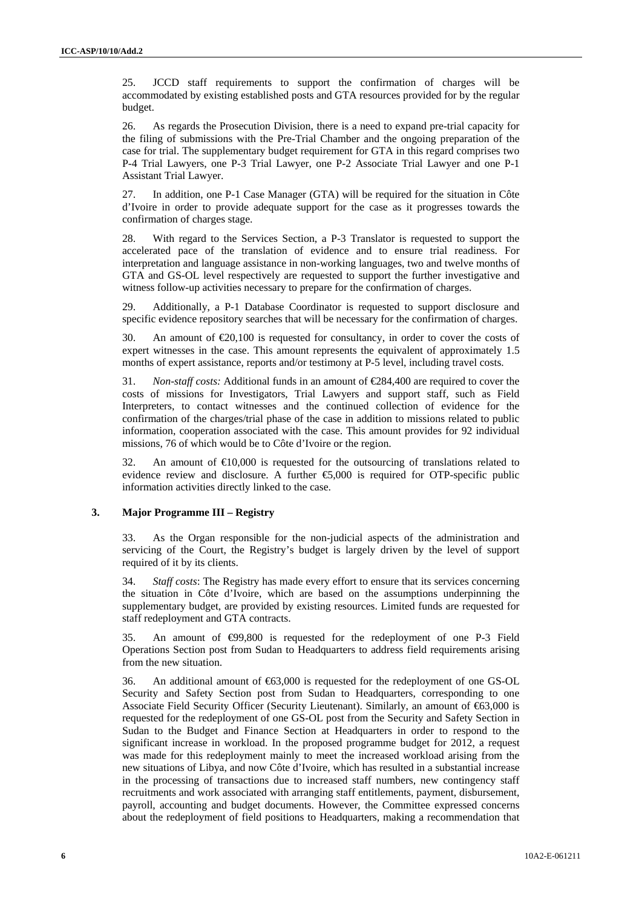25. JCCD staff requirements to support the confirmation of charges will be accommodated by existing established posts and GTA resources provided for by the regular budget.

26. As regards the Prosecution Division, there is a need to expand pre-trial capacity for the filing of submissions with the Pre-Trial Chamber and the ongoing preparation of the case for trial. The supplementary budget requirement for GTA in this regard comprises two P-4 Trial Lawyers, one P-3 Trial Lawyer, one P-2 Associate Trial Lawyer and one P-1 Assistant Trial Lawyer.

27. In addition, one P-1 Case Manager (GTA) will be required for the situation in Côte d'Ivoire in order to provide adequate support for the case as it progresses towards the confirmation of charges stage.

28. With regard to the Services Section, a P-3 Translator is requested to support the accelerated pace of the translation of evidence and to ensure trial readiness. For interpretation and language assistance in non-working languages, two and twelve months of GTA and GS-OL level respectively are requested to support the further investigative and witness follow-up activities necessary to prepare for the confirmation of charges.

29. Additionally, a P-1 Database Coordinator is requested to support disclosure and specific evidence repository searches that will be necessary for the confirmation of charges.

30. An amount of €20,100 is requested for consultancy, in order to cover the costs of expert witnesses in the case. This amount represents the equivalent of approximately 1.5 months of expert assistance, reports and/or testimony at P-5 level, including travel costs.

31. *Non-staff costs:* Additional funds in an amount of €284,400 are required to cover the costs of missions for Investigators, Trial Lawyers and support staff, such as Field Interpreters, to contact witnesses and the continued collection of evidence for the confirmation of the charges/trial phase of the case in addition to missions related to public information, cooperation associated with the case. This amount provides for 92 individual missions, 76 of which would be to Côte d'Ivoire or the region.

32. An amount of €10,000 is requested for the outsourcing of translations related to evidence review and disclosure. A further €5,000 is required for OTP-specific public information activities directly linked to the case.

### 3. Major Programme III – Registry

33. As the Organ responsible for the non-judicial aspects of the administration and servicing of the Court, the Registry's budget is largely driven by the level of support required of it by its clients.

34. *Staff costs*: The Registry has made every effort to ensure that its services concerning the situation in Côte d'Ivoire, which are based on the assumptions underpinning the supplementary budget, are provided by existing resources. Limited funds are requested for staff redeployment and GTA contracts.

35. An amount of €99,800 is requested for the redeployment of one P-3 Field Operations Section post from Sudan to Headquarters to address field requirements arising from the new situation.

36. An additional amount of €63,000 is requested for the redeployment of one GS-OL Security and Safety Section post from Sudan to Headquarters, corresponding to one Associate Field Security Officer (Security Lieutenant). Similarly, an amount of €63,000 is requested for the redeployment of one GS-OL post from the Security and Safety Section in Sudan to the Budget and Finance Section at Headquarters in order to respond to the significant increase in workload. In the proposed programme budget for 2012, a request was made for this redeployment mainly to meet the increased workload arising from the new situations of Libya, and now Côte d'Ivoire, which has resulted in a substantial increase in the processing of transactions due to increased staff numbers, new contingency staff recruitments and work associated with arranging staff entitlements, payment, disbursement, payroll, accounting and budget documents. However, the Committee expressed concerns about the redeployment of field positions to Headquarters, making a recommendation that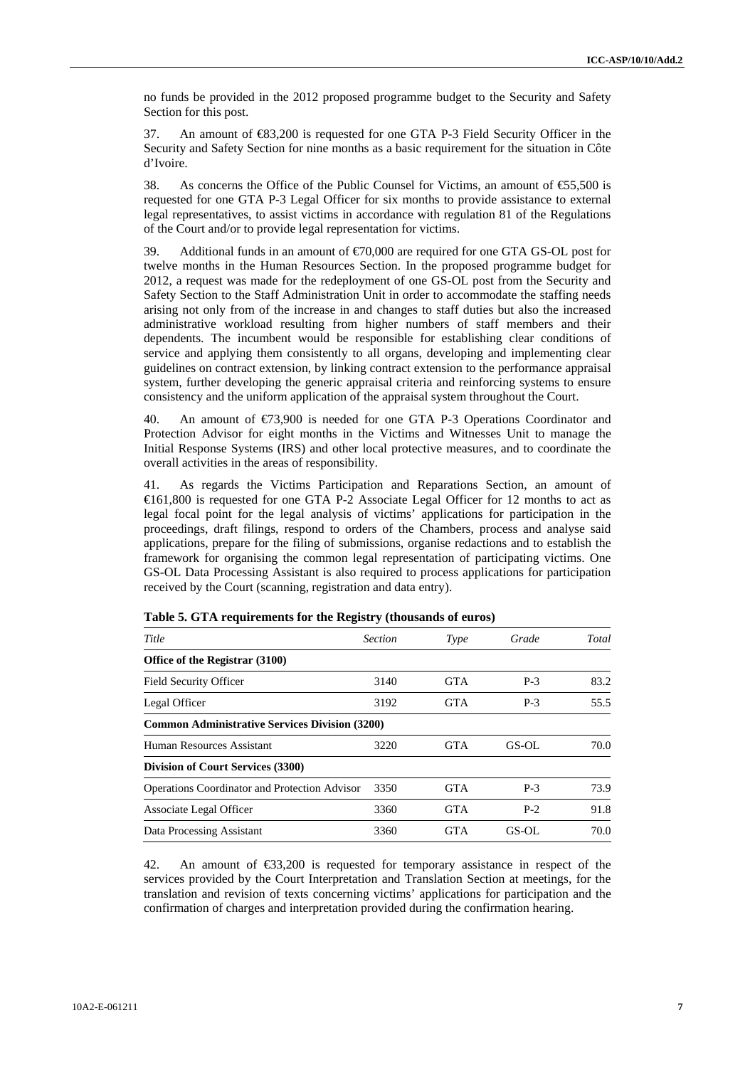no funds be provided in the 2012 proposed programme budget to the Security and Safety Section for this post.

37. An amount of €83,200 is requested for one GTA P-3 Field Security Officer in the Security and Safety Section for nine months as a basic requirement for the situation in Côte d'Ivoire.

38. As concerns the Office of the Public Counsel for Victims, an amount of €55,500 is requested for one GTA P-3 Legal Officer for six months to provide assistance to external legal representatives, to assist victims in accordance with regulation 81 of the Regulations of the Court and/or to provide legal representation for victims.

39. Additional funds in an amount of €70,000 are required for one GTA GS-OL post for twelve months in the Human Resources Section. In the proposed programme budget for 2012, a request was made for the redeployment of one GS-OL post from the Security and Safety Section to the Staff Administration Unit in order to accommodate the staffing needs arising not only from of the increase in and changes to staff duties but also the increased administrative workload resulting from higher numbers of staff members and their dependents. The incumbent would be responsible for establishing clear conditions of service and applying them consistently to all organs, developing and implementing clear guidelines on contract extension, by linking contract extension to the performance appraisal system, further developing the generic appraisal criteria and reinforcing systems to ensure consistency and the uniform application of the appraisal system throughout the Court.

40. An amount of €73,900 is needed for one GTA P-3 Operations Coordinator and Protection Advisor for eight months in the Victims and Witnesses Unit to manage the Initial Response Systems (IRS) and other local protective measures, and to coordinate the overall activities in the areas of responsibility.

41. As regards the Victims Participation and Reparations Section, an amount of €161,800 is requested for one GTA P-2 Associate Legal Officer for 12 months to act as legal focal point for the legal analysis of victims' applications for participation in the proceedings, draft filings, respond to orders of the Chambers, process and analyse said applications, prepare for the filing of submissions, organise redactions and to establish the framework for organising the common legal representation of participating victims. One GS-OL Data Processing Assistant is also required to process applications for participation received by the Court (scanning, registration and data entry).

**Table 5. GTA requirements for the Registry (thousands of euros)**

| *Title* | *Section* | *Type* | *Grade* | *Total* |
|---|---|---|---|---|
| **Office of the Registrar (3100)** | | | | |
| Field Security Officer | 3140 | GTA | P-3 | 83.2 |
| Legal Officer | 3192 | GTA | P-3 | 55.5 |
| **Common Administrative Services Division (3200)** | | | | |
| Human Resources Assistant | 3220 | GTA | GS-OL | 70.0 |
| **Division of Court Services (3300)** | | | | |
| Operations Coordinator and Protection Advisor | 3350 | GTA | P-3 | 73.9 |
| Associate Legal Officer | 3360 | GTA | P-2 | 91.8 |
| Data Processing Assistant | 3360 | GTA | GS-OL | 70.0 |

42. An amount of €33,200 is requested for temporary assistance in respect of the services provided by the Court Interpretation and Translation Section at meetings, for the translation and revision of texts concerning victims' applications for participation and the confirmation of charges and interpretation provided during the confirmation hearing.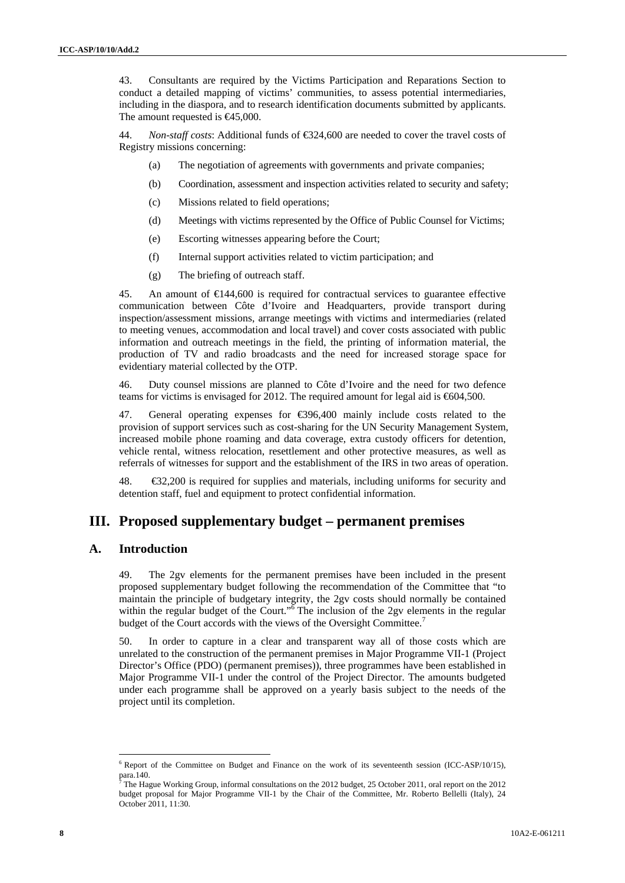43. Consultants are required by the Victims Participation and Reparations Section to conduct a detailed mapping of victims' communities, to assess potential intermediaries, including in the diaspora, and to research identification documents submitted by applicants. The amount requested is €45,000.

44. *Non-staff costs*: Additional funds of €324,600 are needed to cover the travel costs of Registry missions concerning:

(a) The negotiation of agreements with governments and private companies;

(b) Coordination, assessment and inspection activities related to security and safety;

(c) Missions related to field operations;

(d) Meetings with victims represented by the Office of Public Counsel for Victims;

(e) Escorting witnesses appearing before the Court;

(f) Internal support activities related to victim participation; and

(g) The briefing of outreach staff.

45. An amount of €144,600 is required for contractual services to guarantee effective communication between Côte d'Ivoire and Headquarters, provide transport during inspection/assessment missions, arrange meetings with victims and intermediaries (related to meeting venues, accommodation and local travel) and cover costs associated with public information and outreach meetings in the field, the printing of information material, the production of TV and radio broadcasts and the need for increased storage space for evidentiary material collected by the OTP.

46. Duty counsel missions are planned to Côte d'Ivoire and the need for two defence teams for victims is envisaged for 2012. The required amount for legal aid is €604,500.

47. General operating expenses for €396,400 mainly include costs related to the provision of support services such as cost-sharing for the UN Security Management System, increased mobile phone roaming and data coverage, extra custody officers for detention, vehicle rental, witness relocation, resettlement and other protective measures, as well as referrals of witnesses for support and the establishment of the IRS in two areas of operation.

48. €32,200 is required for supplies and materials, including uniforms for security and detention staff, fuel and equipment to protect confidential information.

# III. Proposed supplementary budget – permanent premises

## A. Introduction

49. The 2gv elements for the permanent premises have been included in the present proposed supplementary budget following the recommendation of the Committee that "to maintain the principle of budgetary integrity, the 2gv costs should normally be contained within the regular budget of the Court."[6] The inclusion of the 2gv elements in the regular budget of the Court accords with the views of the Oversight Committee.[7]

50. In order to capture in a clear and transparent way all of those costs which are unrelated to the construction of the permanent premises in Major Programme VII-1 (Project Director's Office (PDO) (permanent premises)), three programmes have been established in Major Programme VII-1 under the control of the Project Director. The amounts budgeted under each programme shall be approved on a yearly basis subject to the needs of the project until its completion.

[6] Report of the Committee on Budget and Finance on the work of its seventeenth session (ICC-ASP/10/15), para.140.

[7] The Hague Working Group, informal consultations on the 2012 budget, 25 October 2011, oral report on the 2012 budget proposal for Major Programme VII-1 by the Chair of the Committee, Mr. Roberto Bellelli (Italy), 24 October 2011, 11:30.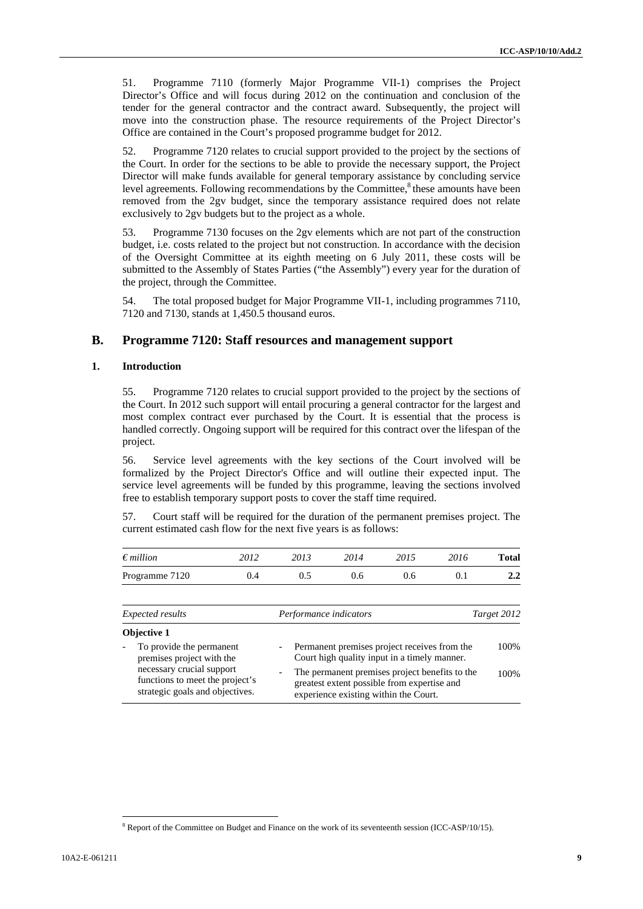51. Programme 7110 (formerly Major Programme VII-1) comprises the Project Director's Office and will focus during 2012 on the continuation and conclusion of the tender for the general contractor and the contract award. Subsequently, the project will move into the construction phase. The resource requirements of the Project Director's Office are contained in the Court's proposed programme budget for 2012.

52. Programme 7120 relates to crucial support provided to the project by the sections of the Court. In order for the sections to be able to provide the necessary support, the Project Director will make funds available for general temporary assistance by concluding service level agreements. Following recommendations by the Committee,[8] these amounts have been removed from the 2gv budget, since the temporary assistance required does not relate exclusively to 2gv budgets but to the project as a whole.

53. Programme 7130 focuses on the 2gv elements which are not part of the construction budget, i.e. costs related to the project but not construction. In accordance with the decision of the Oversight Committee at its eighth meeting on 6 July 2011, these costs will be submitted to the Assembly of States Parties ("the Assembly") every year for the duration of the project, through the Committee.

54. The total proposed budget for Major Programme VII-1, including programmes 7110, 7120 and 7130, stands at 1,450.5 thousand euros.

## B. Programme 7120: Staff resources and management support

### 1. Introduction

55. Programme 7120 relates to crucial support provided to the project by the sections of the Court. In 2012 such support will entail procuring a general contractor for the largest and most complex contract ever purchased by the Court. It is essential that the process is handled correctly. Ongoing support will be required for this contract over the lifespan of the project.

56. Service level agreements with the key sections of the Court involved will be formalized by the Project Director's Office and will outline their expected input. The service level agreements will be funded by this programme, leaving the sections involved free to establish temporary support posts to cover the staff time required.

57. Court staff will be required for the duration of the permanent premises project. The current estimated cash flow for the next five years is as follows:

| *€ million* | *2012* | *2013* | *2014* | *2015* | *2016* | **Total** |
|---|---|---|---|---|---|---|
| Programme 7120 | 0.4 | 0.5 | 0.6 | 0.6 | 0.1 | **2.2** |

| *Expected results* | *Performance indicators* | *Target 2012* |
|---|---|---|
| **Objective 1** | | |
| - To provide the permanent premises project with the necessary crucial support functions to meet the project's strategic goals and objectives. | - Permanent premises project receives from the Court high quality input in a timely manner. | 100% |
| | - The permanent premises project benefits to the greatest extent possible from expertise and experience existing within the Court. | 100% |

[8] Report of the Committee on Budget and Finance on the work of its seventeenth session (ICC-ASP/10/15).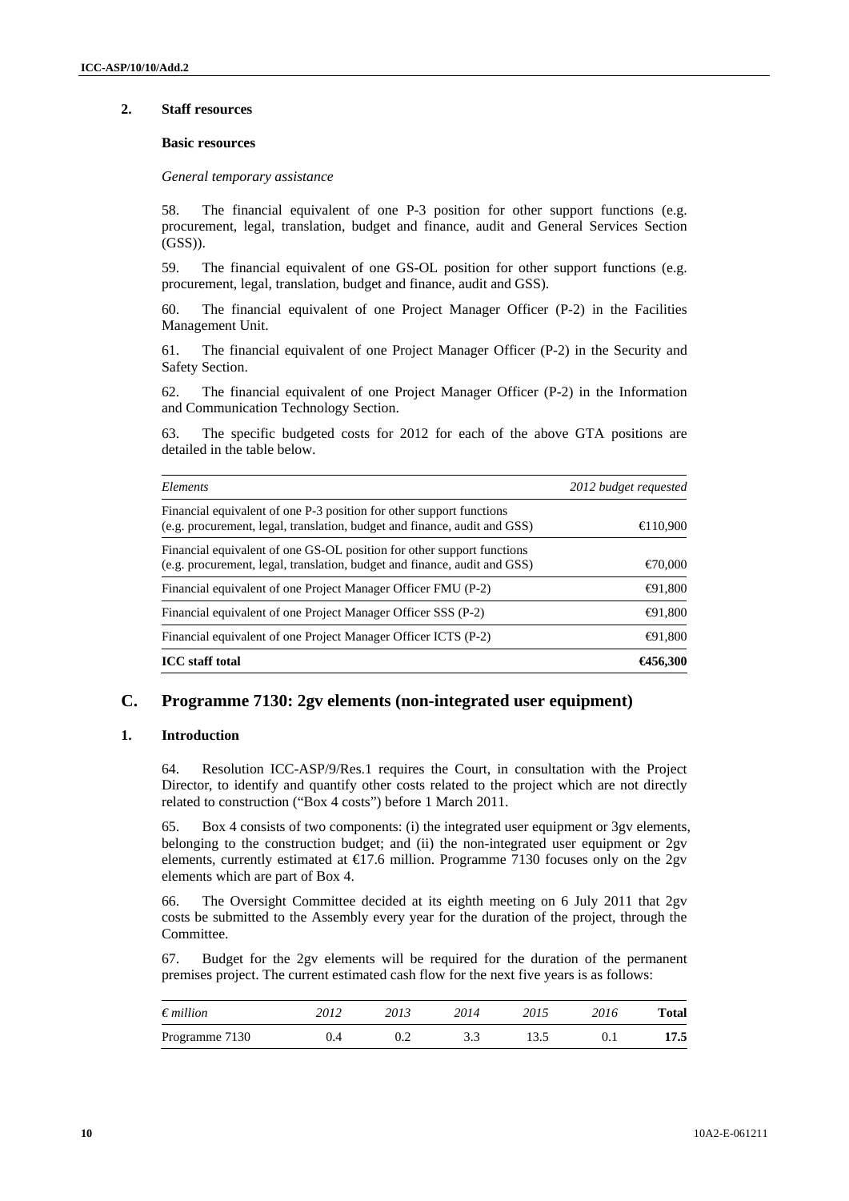### 2. Staff resources

#### Basic resources

*General temporary assistance*

58. The financial equivalent of one P-3 position for other support functions (e.g. procurement, legal, translation, budget and finance, audit and General Services Section (GSS)).

59. The financial equivalent of one GS-OL position for other support functions (e.g. procurement, legal, translation, budget and finance, audit and GSS).

60. The financial equivalent of one Project Manager Officer (P-2) in the Facilities Management Unit.

61. The financial equivalent of one Project Manager Officer (P-2) in the Security and Safety Section.

62. The financial equivalent of one Project Manager Officer (P-2) in the Information and Communication Technology Section.

63. The specific budgeted costs for 2012 for each of the above GTA positions are detailed in the table below.

| *Elements* | *2012 budget requested* |
|---|---|
| Financial equivalent of one P-3 position for other support functions (e.g. procurement, legal, translation, budget and finance, audit and GSS) | €110,900 |
| Financial equivalent of one GS-OL position for other support functions (e.g. procurement, legal, translation, budget and finance, audit and GSS) | €70,000 |
| Financial equivalent of one Project Manager Officer FMU (P-2) | €91,800 |
| Financial equivalent of one Project Manager Officer SSS (P-2) | €91,800 |
| Financial equivalent of one Project Manager Officer ICTS (P-2) | €91,800 |
| **ICC staff total** | **€456,300** |

## C. Programme 7130: 2gv elements (non-integrated user equipment)

### 1. Introduction

64. Resolution ICC-ASP/9/Res.1 requires the Court, in consultation with the Project Director, to identify and quantify other costs related to the project which are not directly related to construction ("Box 4 costs") before 1 March 2011.

65. Box 4 consists of two components: (i) the integrated user equipment or 3gv elements, belonging to the construction budget; and (ii) the non-integrated user equipment or 2gv elements, currently estimated at €17.6 million. Programme 7130 focuses only on the 2gv elements which are part of Box 4.

66. The Oversight Committee decided at its eighth meeting on 6 July 2011 that 2gv costs be submitted to the Assembly every year for the duration of the project, through the Committee.

67. Budget for the 2gv elements will be required for the duration of the permanent premises project. The current estimated cash flow for the next five years is as follows:

| *€ million* | *2012* | *2013* | *2014* | *2015* | *2016* | **Total** |
|---|---|---|---|---|---|---|
| Programme 7130 | 0.4 | 0.2 | 3.3 | 13.5 | 0.1 | **17.5** |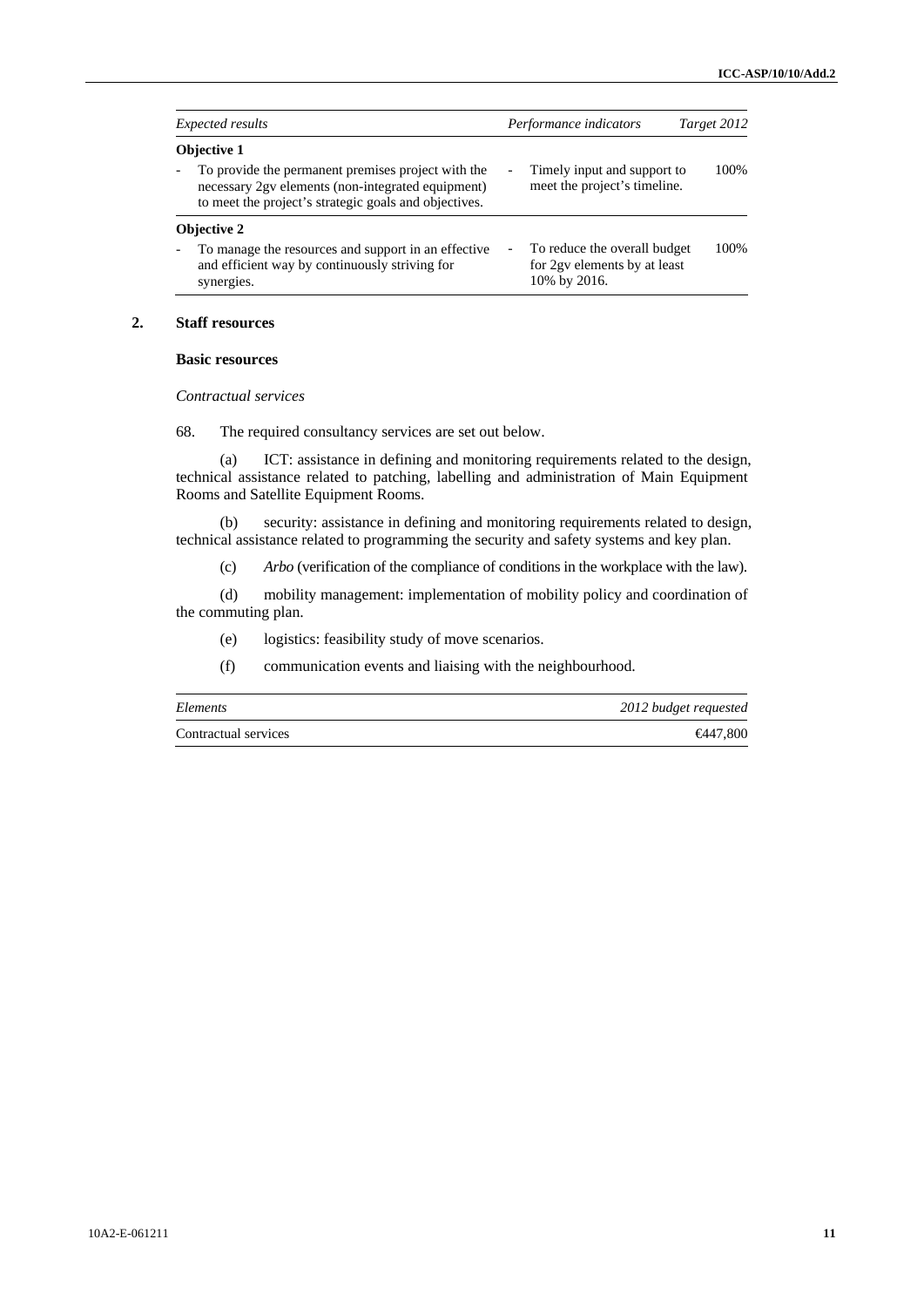| *Expected results* | *Performance indicators* | *Target 2012* |
|---|---|---|
| **Objective 1** | | |
| - To provide the permanent premises project with the necessary 2gv elements (non-integrated equipment) to meet the project's strategic goals and objectives. | - Timely input and support to meet the project's timeline. | 100% |
| **Objective 2** | | |
| - To manage the resources and support in an effective and efficient way by continuously striving for synergies. | - To reduce the overall budget for 2gv elements by at least 10% by 2016. | 100% |

## 2. Staff resources

### Basic resources

*Contractual services*

68. The required consultancy services are set out below.

(a) ICT: assistance in defining and monitoring requirements related to the design, technical assistance related to patching, labelling and administration of Main Equipment Rooms and Satellite Equipment Rooms.

(b) security: assistance in defining and monitoring requirements related to design, technical assistance related to programming the security and safety systems and key plan.

(c) *Arbo* (verification of the compliance of conditions in the workplace with the law).

(d) mobility management: implementation of mobility policy and coordination of the commuting plan.

(e) logistics: feasibility study of move scenarios.

(f) communication events and liaising with the neighbourhood.

| *Elements* | *2012 budget requested* |
|---|---|
| Contractual services | €447,800 |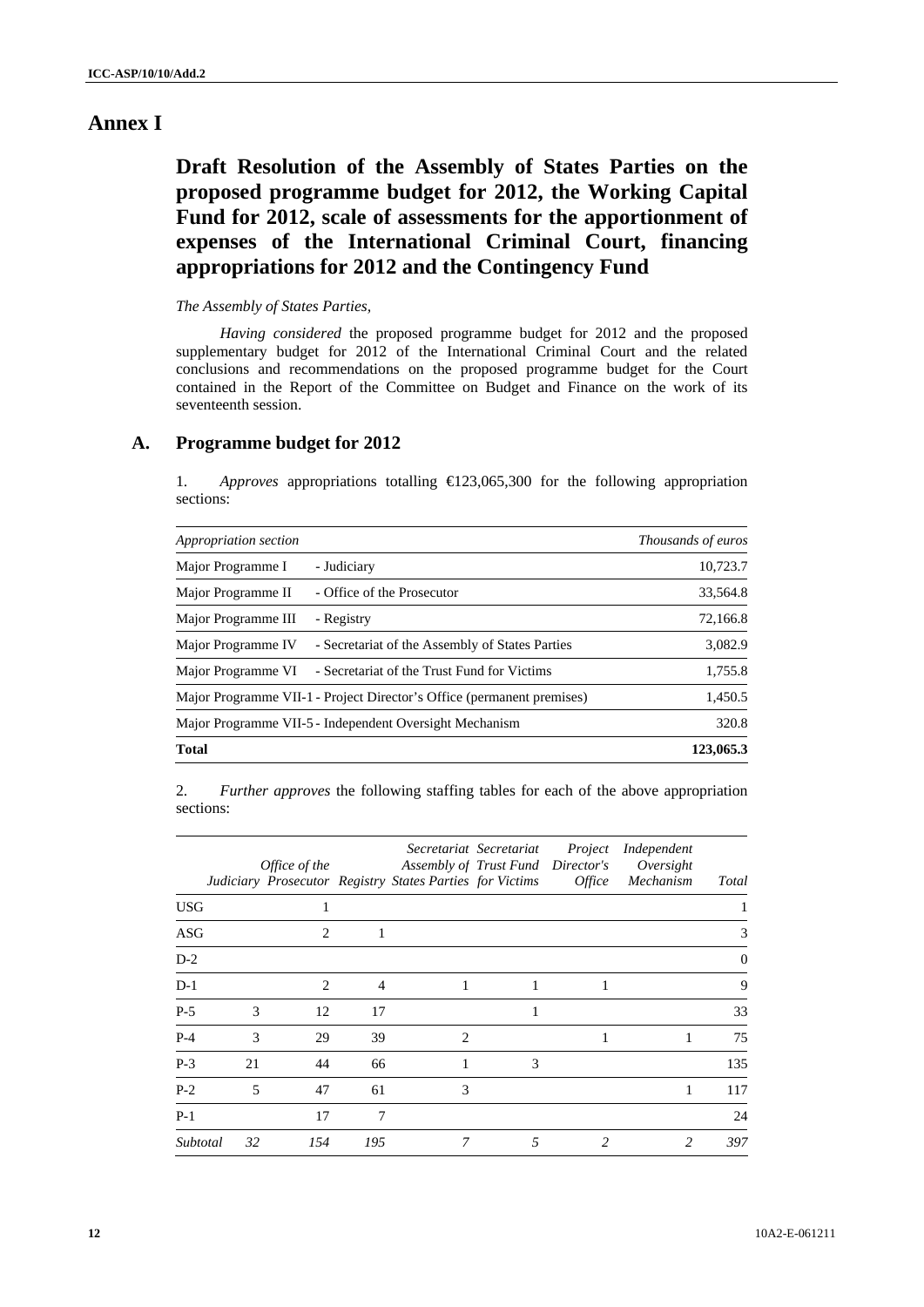# Annex I

## Draft Resolution of the Assembly of States Parties on the proposed programme budget for 2012, the Working Capital Fund for 2012, scale of assessments for the apportionment of expenses of the International Criminal Court, financing appropriations for 2012 and the Contingency Fund

*The Assembly of States Parties,*

*Having considered* the proposed programme budget for 2012 and the proposed supplementary budget for 2012 of the International Criminal Court and the related conclusions and recommendations on the proposed programme budget for the Court contained in the Report of the Committee on Budget and Finance on the work of its seventeenth session.

## A. Programme budget for 2012

1. *Approves* appropriations totalling €123,065,300 for the following appropriation sections:

| *Appropriation section* | | *Thousands of euros* |
|---|---|---|
| Major Programme I | - Judiciary | 10,723.7 |
| Major Programme II | - Office of the Prosecutor | 33,564.8 |
| Major Programme III | - Registry | 72,166.8 |
| Major Programme IV | - Secretariat of the Assembly of States Parties | 3,082.9 |
| Major Programme VI | - Secretariat of the Trust Fund for Victims | 1,755.8 |
| Major Programme VII-1 - Project Director's Office (permanent premises) | | 1,450.5 |
| Major Programme VII-5 - Independent Oversight Mechanism | | 320.8 |
| **Total** | | **123,065.3** |

2. *Further approves* the following staffing tables for each of the above appropriation sections:

| | *Judiciary* | *Office of the Prosecutor* | *Registry* | *Secretariat Assembly of States Parties* | *Secretariat Trust Fund for Victims* | *Project Director's Office* | *Independent Oversight Mechanism* | *Total* |
|---|---|---|---|---|---|---|---|---|
| USG | | 1 | | | | | | 1 |
| ASG | | 2 | 1 | | | | | 3 |
| D-2 | | | | | | | | 0 |
| D-1 | | 2 | 4 | 1 | 1 | 1 | | 9 |
| P-5 | 3 | 12 | 17 | | 1 | | | 33 |
| P-4 | 3 | 29 | 39 | 2 | | 1 | 1 | 75 |
| P-3 | 21 | 44 | 66 | 1 | 3 | | | 135 |
| P-2 | 5 | 47 | 61 | 3 | | | 1 | 117 |
| P-1 | | 17 | 7 | | | | | 24 |
| *Subtotal* | *32* | *154* | *195* | *7* | *5* | *2* | *2* | *397* |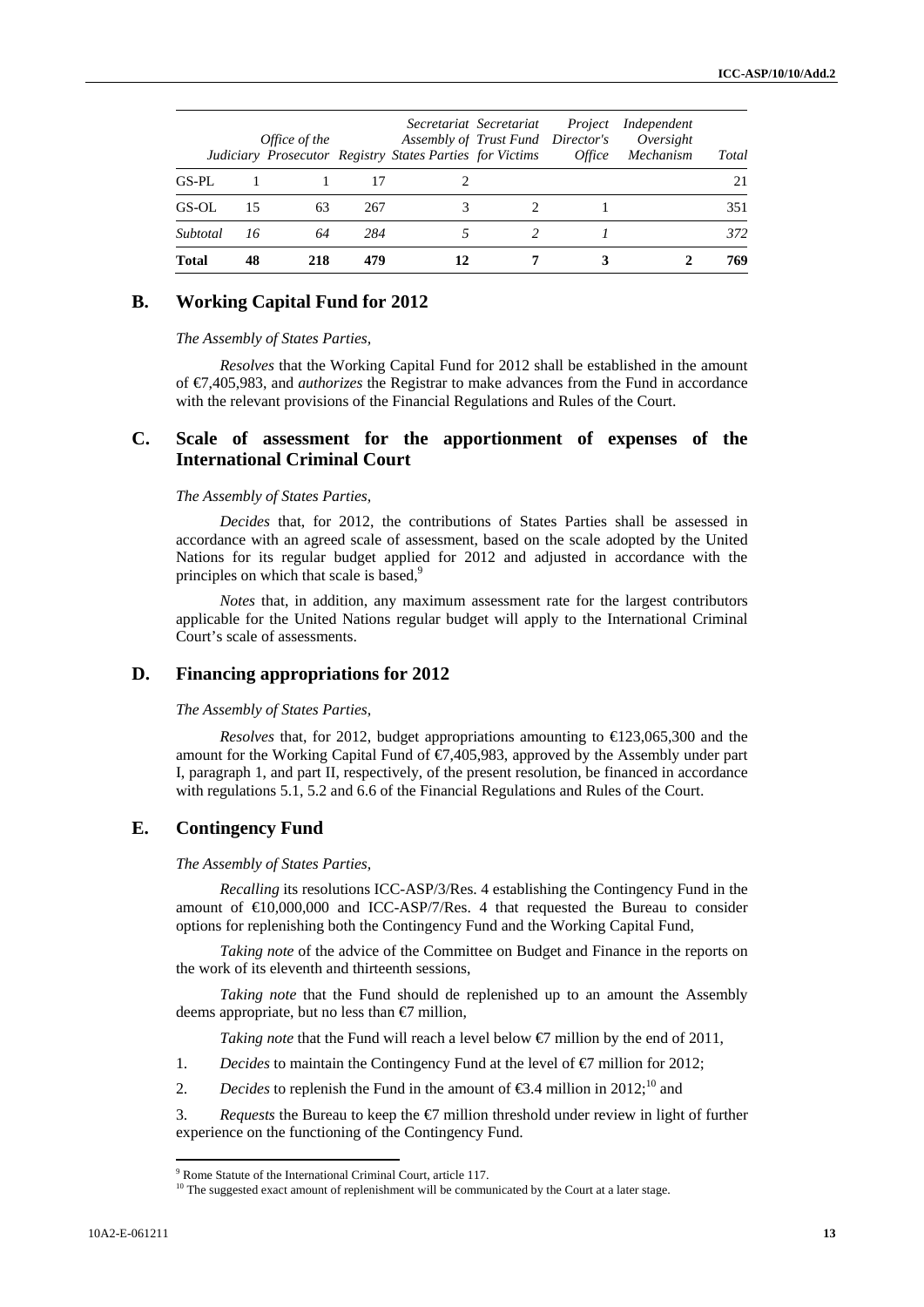| | Judiciary | Office of the Prosecutor | Registry | Secretariat Assembly of States Parties | Secretariat of Trust Fund for Victims | Project Director's Office | Independent Oversight Mechanism | Total |
|---|---|---|---|---|---|---|---|---|
| GS-PL | 1 | 1 | 17 | 2 | | | | 21 |
| GS-OL | 15 | 63 | 267 | 3 | 2 | 1 | | 351 |
| *Subtotal* | *16* | *64* | *284* | *5* | *2* | *1* | | *372* |
| **Total** | **48** | **218** | **479** | **12** | **7** | **3** | **2** | **769** |

## B. Working Capital Fund for 2012

*The Assembly of States Parties,*

*Resolves* that the Working Capital Fund for 2012 shall be established in the amount of €7,405,983, and *authorizes* the Registrar to make advances from the Fund in accordance with the relevant provisions of the Financial Regulations and Rules of the Court.

## C. Scale of assessment for the apportionment of expenses of the International Criminal Court

*The Assembly of States Parties,*

*Decides* that, for 2012, the contributions of States Parties shall be assessed in accordance with an agreed scale of assessment, based on the scale adopted by the United Nations for its regular budget applied for 2012 and adjusted in accordance with the principles on which that scale is based,[9]

*Notes* that, in addition, any maximum assessment rate for the largest contributors applicable for the United Nations regular budget will apply to the International Criminal Court's scale of assessments.

## D. Financing appropriations for 2012

*The Assembly of States Parties,*

*Resolves* that, for 2012, budget appropriations amounting to €123,065,300 and the amount for the Working Capital Fund of €7,405,983, approved by the Assembly under part I, paragraph 1, and part II, respectively, of the present resolution, be financed in accordance with regulations 5.1, 5.2 and 6.6 of the Financial Regulations and Rules of the Court.

## E. Contingency Fund

*The Assembly of States Parties,*

*Recalling* its resolutions ICC-ASP/3/Res. 4 establishing the Contingency Fund in the amount of €10,000,000 and ICC-ASP/7/Res. 4 that requested the Bureau to consider options for replenishing both the Contingency Fund and the Working Capital Fund,

*Taking note* of the advice of the Committee on Budget and Finance in the reports on the work of its eleventh and thirteenth sessions,

*Taking note* that the Fund should de replenished up to an amount the Assembly deems appropriate, but no less than €7 million,

*Taking note* that the Fund will reach a level below €7 million by the end of 2011,

1. *Decides* to maintain the Contingency Fund at the level of €7 million for 2012;

2. *Decides* to replenish the Fund in the amount of €3.4 million in 2012;[10] and

3. *Requests* the Bureau to keep the €7 million threshold under review in light of further experience on the functioning of the Contingency Fund.

---

[9] Rome Statute of the International Criminal Court, article 117.

[10] The suggested exact amount of replenishment will be communicated by the Court at a later stage.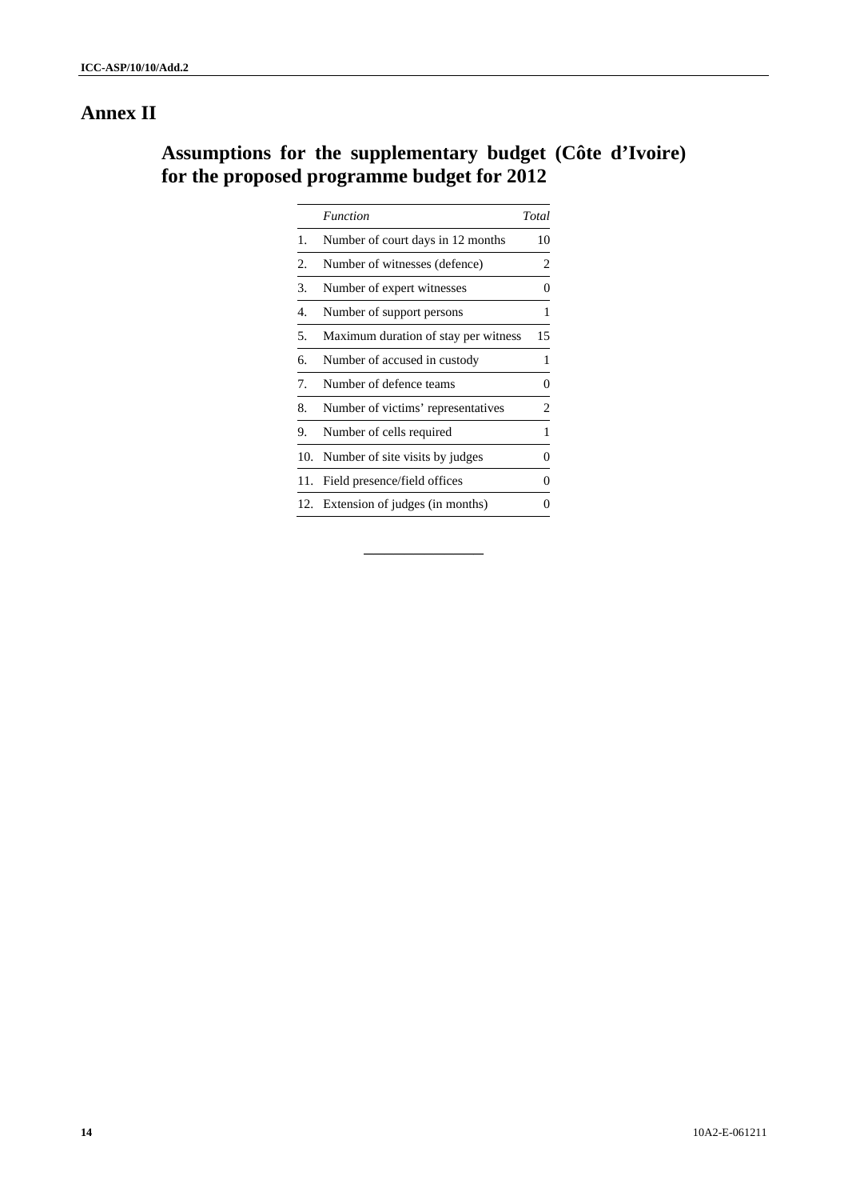# Annex II

## Assumptions for the supplementary budget (Côte d'Ivoire) for the proposed programme budget for 2012

| | *Function* | *Total* |
|---|---|---|
| 1. | Number of court days in 12 months | 10 |
| 2. | Number of witnesses (defence) | 2 |
| 3. | Number of expert witnesses | 0 |
| 4. | Number of support persons | 1 |
| 5. | Maximum duration of stay per witness | 15 |
| 6. | Number of accused in custody | 1 |
| 7. | Number of defence teams | 0 |
| 8. | Number of victims' representatives | 2 |
| 9. | Number of cells required | 1 |
| 10. | Number of site visits by judges | 0 |
| 11. | Field presence/field offices | 0 |
| 12. | Extension of judges (in months) | 0 |